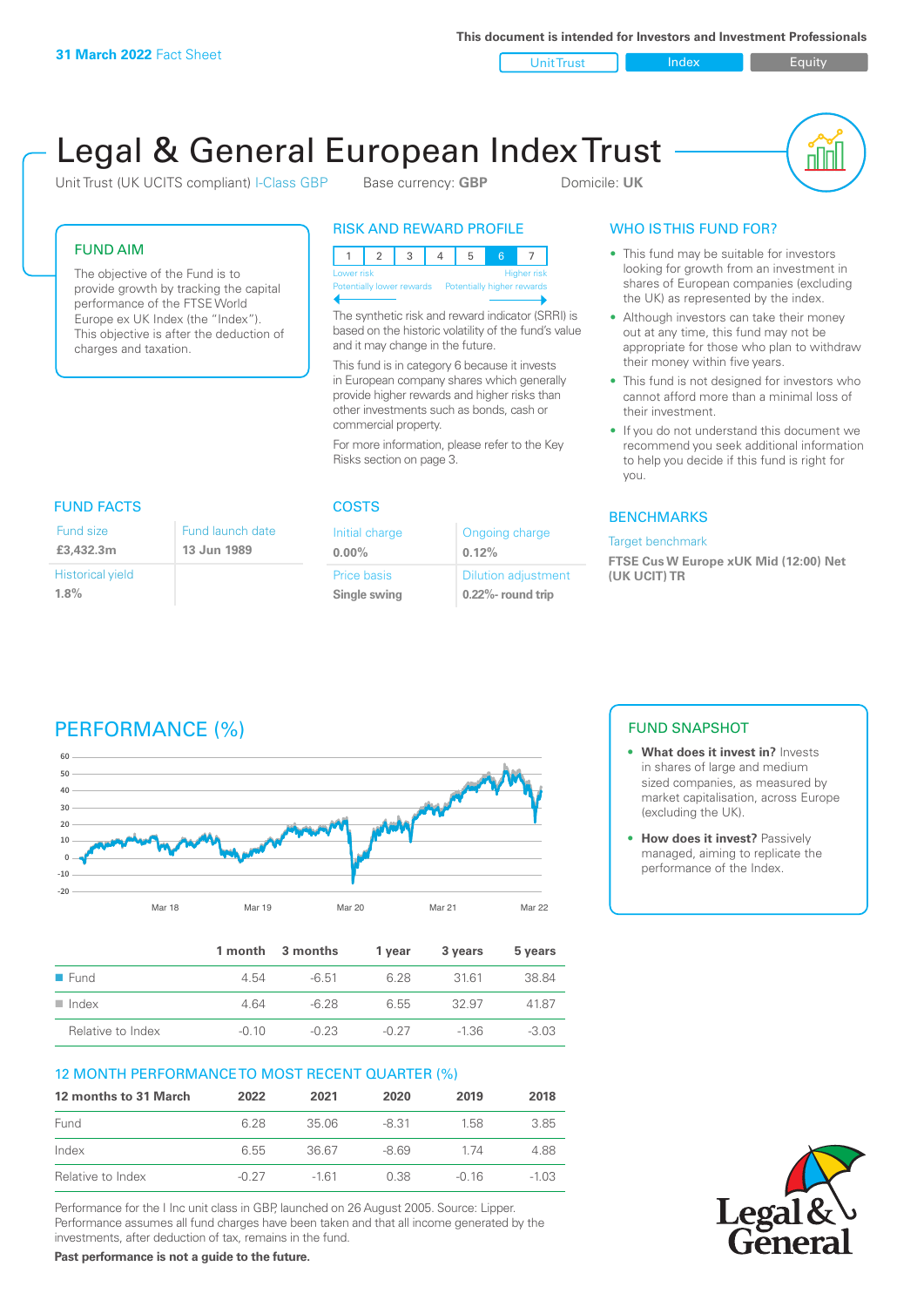31 March 2022 Fact Sheet

This document is intended for Investors and Investment Professionals

Unit Trust | Index | Equity

# Legal & General European Index Trust

Unit Trust (UK UCITS compliant) I-Class GBP   Base currency: **GBP**   Domicile: **UK**

## FUND AIM

The objective of the Fund is to provide growth by tracking the capital performance of the FTSE World Europe ex UK Index (the "Index"). This objective is after the deduction of charges and taxation.

## RISK AND REWARD PROFILE

| 1 | 2 | 3 | 4 | 5 | 6 | 7 |
|---|---|---|---|---|---|---|

Lower risk — Potentially lower rewards | Higher risk — Potentially higher rewards

The synthetic risk and reward indicator (SRRI) is based on the historic volatility of the fund's value and it may change in the future.

This fund is in category 6 because it invests in European company shares which generally provide higher rewards and higher risks than other investments such as bonds, cash or commercial property.

For more information, please refer to the Key Risks section on page 3.

## WHO IS THIS FUND FOR?

- This fund may be suitable for investors looking for growth from an investment in shares of European companies (excluding the UK) as represented by the index.
- Although investors can take their money out at any time, this fund may not be appropriate for those who plan to withdraw their money within five years.
- This fund is not designed for investors who cannot afford more than a minimal loss of their investment.
- If you do not understand this document we recommend you seek additional information to help you decide if this fund is right for you.

## FUND FACTS

| Fund size | Fund launch date |
|---|---|
| **£3,432.3m** | **13 Jun 1989** |
| Historical yield | |
| **1.8%** | |

## COSTS

| Initial charge | Ongoing charge |
|---|---|
| **0.00%** | **0.12%** |
| Price basis | Dilution adjustment |
| **Single swing** | **0.22%- round trip** |

## BENCHMARKS

Target benchmark

**FTSE Cus W Europe xUK Mid (12:00) Net (UK UCIT) TR**

## PERFORMANCE (%)

## FUND SNAPSHOT

- **What does it invest in?** Invests in shares of large and medium sized companies, as measured by market capitalisation, across Europe (excluding the UK).
- **How does it invest?** Passively managed, aiming to replicate the performance of the Index.

| | 1 month | 3 months | 1 year | 3 years | 5 years |
|---|---|---|---|---|---|
| Fund | 4.54 | -6.51 | 6.28 | 31.61 | 38.84 |
| Index | 4.64 | -6.28 | 6.55 | 32.97 | 41.87 |
| Relative to Index | -0.10 | -0.23 | -0.27 | -1.36 | -3.03 |

## 12 MONTH PERFORMANCE TO MOST RECENT QUARTER (%)

| 12 months to 31 March | 2022 | 2021 | 2020 | 2019 | 2018 |
|---|---|---|---|---|---|
| Fund | 6.28 | 35.06 | -8.31 | 1.58 | 3.85 |
| Index | 6.55 | 36.67 | -8.69 | 1.74 | 4.88 |
| Relative to Index | -0.27 | -1.61 | 0.38 | -0.16 | -1.03 |

Performance for the I Inc unit class in GBP, launched on 26 August 2005. Source: Lipper. Performance assumes all fund charges have been taken and that all income generated by the investments, after deduction of tax, remains in the fund.

**Past performance is not a guide to the future.**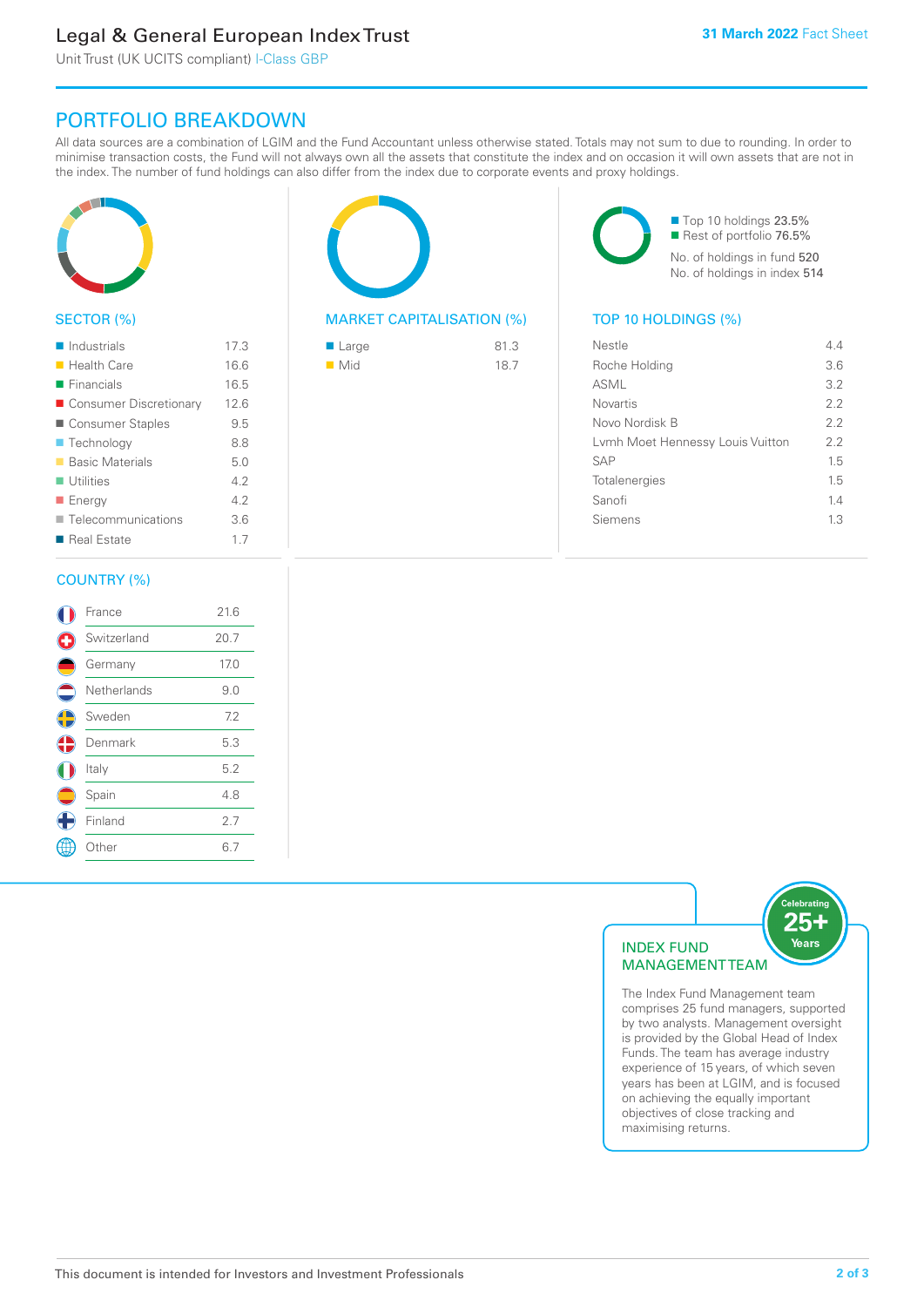# Legal & General European Index Trust

Unit Trust (UK UCITS compliant) I-Class GBP

**31 March 2022** Fact Sheet

## PORTFOLIO BREAKDOWN

All data sources are a combination of LGIM and the Fund Accountant unless otherwise stated. Totals may not sum to due to rounding. In order to minimise transaction costs, the Fund will not always own all the assets that constitute the index and on occasion it will own assets that are not in the index. The number of fund holdings can also differ from the index due to corporate events and proxy holdings.

### SECTOR (%)

| Sector | % |
|---|---|
| Industrials | 17.3 |
| Health Care | 16.6 |
| Financials | 16.5 |
| Consumer Discretionary | 12.6 |
| Consumer Staples | 9.5 |
| Technology | 8.8 |
| Basic Materials | 5.0 |
| Utilities | 4.2 |
| Energy | 4.2 |
| Telecommunications | 3.6 |
| Real Estate | 1.7 |

### MARKET CAPITALISATION (%)

| Market Cap | % |
|---|---|
| Large | 81.3 |
| Mid | 18.7 |

- Top 10 holdings 23.5%
- Rest of portfolio 76.5%

No. of holdings in fund 520

No. of holdings in index 514

### TOP 10 HOLDINGS (%)

| Holding | % |
|---|---|
| Nestle | 4.4 |
| Roche Holding | 3.6 |
| ASML | 3.2 |
| Novartis | 2.2 |
| Novo Nordisk B | 2.2 |
| Lvmh Moet Hennessy Louis Vuitton | 2.2 |
| SAP | 1.5 |
| Totalenergies | 1.5 |
| Sanofi | 1.4 |
| Siemens | 1.3 |

### COUNTRY (%)

| Country | % |
|---|---|
| France | 21.6 |
| Switzerland | 20.7 |
| Germany | 17.0 |
| Netherlands | 9.0 |
| Sweden | 7.2 |
| Denmark | 5.3 |
| Italy | 5.2 |
| Spain | 4.8 |
| Finland | 2.7 |
| Other | 6.7 |

### INDEX FUND MANAGEMENT TEAM

Celebrating 25+ Years

The Index Fund Management team comprises 25 fund managers, supported by two analysts. Management oversight is provided by the Global Head of Index Funds. The team has average industry experience of 15 years, of which seven years has been at LGIM, and is focused on achieving the equally important objectives of close tracking and maximising returns.

This document is intended for Investors and Investment Professionals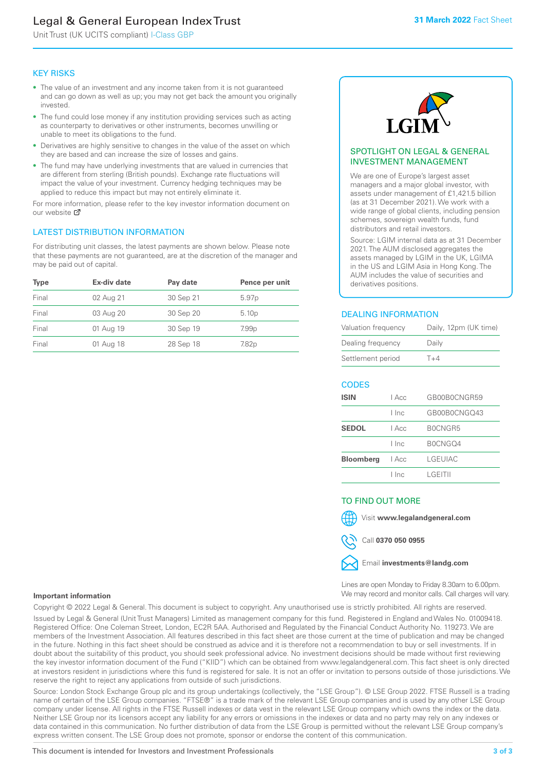## KEY RISKS

- The value of an investment and any income taken from it is not guaranteed and can go down as well as up; you may not get back the amount you originally invested.
- The fund could lose money if any institution providing services such as acting as counterparty to derivatives or other instruments, becomes unwilling or unable to meet its obligations to the fund.
- Derivatives are highly sensitive to changes in the value of the asset on which they are based and can increase the size of losses and gains.
- The fund may have underlying investments that are valued in currencies that are different from sterling (British pounds). Exchange rate fluctuations will impact the value of your investment. Currency hedging techniques may be applied to reduce this impact but may not entirely eliminate it.

For more information, please refer to the key investor information document on our website

## LATEST DISTRIBUTION INFORMATION

For distributing unit classes, the latest payments are shown below. Please note that these payments are not guaranteed, are at the discretion of the manager and may be paid out of capital.

| Type | Ex-div date | Pay date | Pence per unit |
|---|---|---|---|
| Final | 02 Aug 21 | 30 Sep 21 | 5.97p |
| Final | 03 Aug 20 | 30 Sep 20 | 5.10p |
| Final | 01 Aug 19 | 30 Sep 19 | 7.99p |
| Final | 01 Aug 18 | 28 Sep 18 | 7.82p |

## SPOTLIGHT ON LEGAL & GENERAL INVESTMENT MANAGEMENT

We are one of Europe's largest asset managers and a major global investor, with assets under management of £1,421.5 billion (as at 31 December 2021). We work with a wide range of global clients, including pension schemes, sovereign wealth funds, fund distributors and retail investors.

Source: LGIM internal data as at 31 December 2021. The AUM disclosed aggregates the assets managed by LGIM in the UK, LGIMA in the US and LGIM Asia in Hong Kong. The AUM includes the value of securities and derivatives positions.

## DEALING INFORMATION

| | |
|---|---|
| Valuation frequency | Daily, 12pm (UK time) |
| Dealing frequency | Daily |
| Settlement period | T+4 |

## CODES

| | | |
|---|---|---|
| **ISIN** | I Acc | GB00B0CNGR59 |
| | I Inc | GB00B0CNGQ43 |
| **SEDOL** | I Acc | B0CNGR5 |
| | I Inc | B0CNGQ4 |
| **Bloomberg** | I Acc | LGEUIAC |
| | I Inc | LGEITII |

## TO FIND OUT MORE

Visit **www.legalandgeneral.com**

Call **0370 050 0955**

Email **investments@landg.com**

Lines are open Monday to Friday 8.30am to 6.00pm. We may record and monitor calls. Call charges will vary.

**Important information**

Copyright © 2022 Legal & General. This document is subject to copyright. Any unauthorised use is strictly prohibited. All rights are reserved.

Issued by Legal & General (Unit Trust Managers) Limited as management company for this fund. Registered in England and Wales No. 01009418. Registered Office: One Coleman Street, London, EC2R 5AA. Authorised and Regulated by the Financial Conduct Authority No. 119273. We are members of the Investment Association. All features described in this fact sheet are those current at the time of publication and may be changed in the future. Nothing in this fact sheet should be construed as advice and it is therefore not a recommendation to buy or sell investments. If in doubt about the suitability of this product, you should seek professional advice. No investment decisions should be made without first reviewing the key investor information document of the Fund ("KIID") which can be obtained from www.legalandgeneral.com. This fact sheet is only directed at investors resident in jurisdictions where this fund is registered for sale. It is not an offer or invitation to persons outside of those jurisdictions. We reserve the right to reject any applications from outside of such jurisdictions.

Source: London Stock Exchange Group plc and its group undertakings (collectively, the "LSE Group"). © LSE Group 2022. FTSE Russell is a trading name of certain of the LSE Group companies. "FTSE®" is a trade mark of the relevant LSE Group companies and is used by any other LSE Group company under license. All rights in the FTSE Russell indexes or data vest in the relevant LSE Group company which owns the index or the data. Neither LSE Group nor its licensors accept any liability for any errors or omissions in the indexes or data and no party may rely on any indexes or data contained in this communication. No further distribution of data from the LSE Group is permitted without the relevant LSE Group company's express written consent. The LSE Group does not promote, sponsor or endorse the content of this communication.

This document is intended for Investors and Investment Professionals